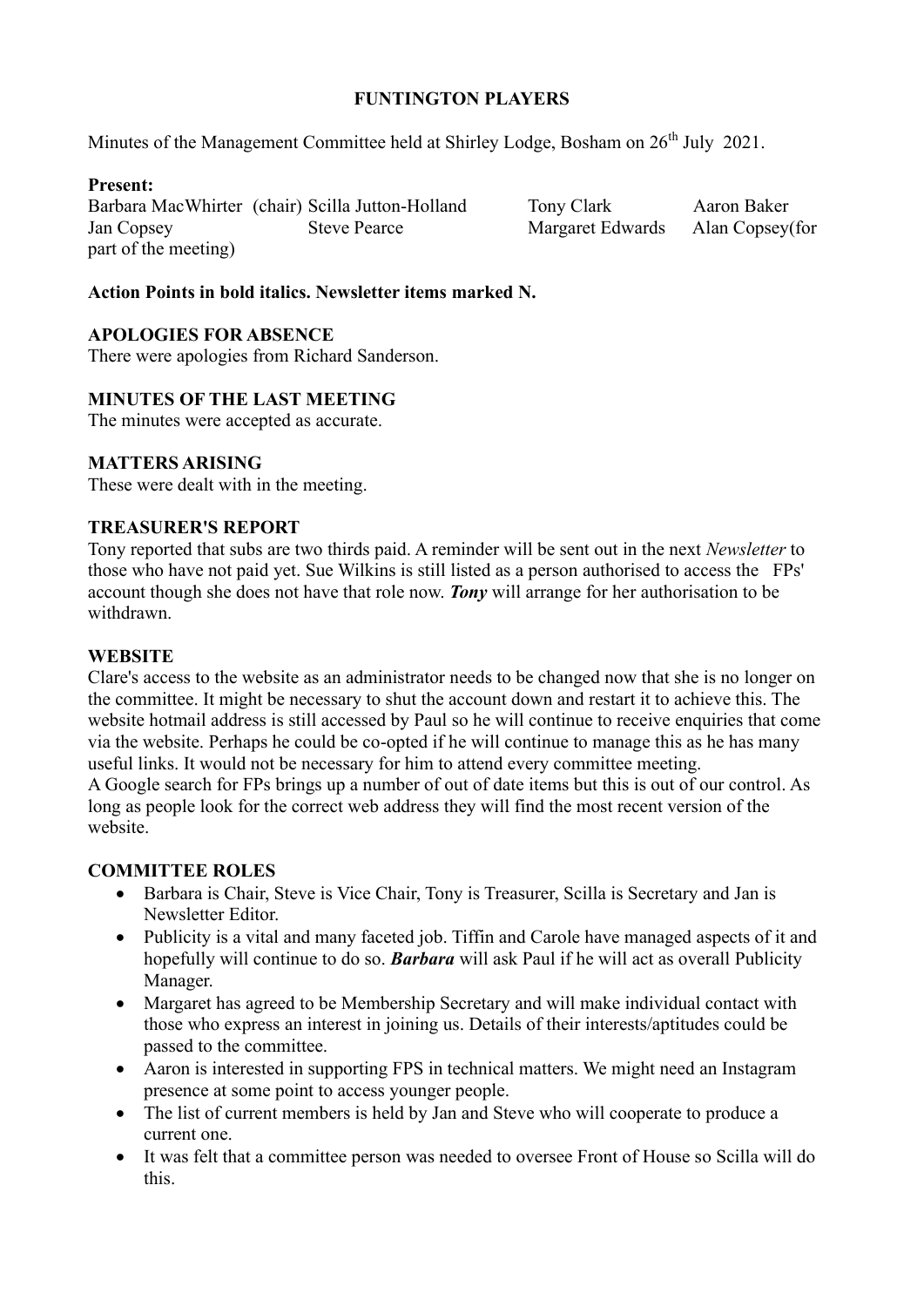**FUNTINGTON PLAYERS**

Minutes of the Management Committee held at Shirley Lodge, Bosham on 26th July 2021.

**Present:**
Barbara MacWhirter (chair) Scilla Jutton-Holland Tony Clark Aaron Baker Jan Copsey Steve Pearce Margaret Edwards Alan Copsey(for part of the meeting)

**Action Points in bold italics. Newsletter items marked N.**

**APOLOGIES FOR ABSENCE**

There were apologies from Richard Sanderson.

**MINUTES OF THE LAST MEETING**

The minutes were accepted as accurate.

**MATTERS ARISING**

These were dealt with in the meeting.

**TREASURER'S REPORT**

Tony reported that subs are two thirds paid. A reminder will be sent out in the next *Newsletter* to those who have not paid yet. Sue Wilkins is still listed as a person authorised to access the FPs' account though she does not have that role now. ***Tony*** will arrange for her authorisation to be withdrawn.

**WEBSITE**

Clare's access to the website as an administrator needs to be changed now that she is no longer on the committee. It might be necessary to shut the account down and restart it to achieve this. The website hotmail address is still accessed by Paul so he will continue to receive enquiries that come via the website. Perhaps he could be co-opted if he will continue to manage this as he has many useful links. It would not be necessary for him to attend every committee meeting.
A Google search for FPs brings up a number of out of date items but this is out of our control. As long as people look for the correct web address they will find the most recent version of the website.

**COMMITTEE ROLES**

- Barbara is Chair, Steve is Vice Chair, Tony is Treasurer, Scilla is Secretary and Jan is Newsletter Editor.
- Publicity is a vital and many faceted job. Tiffin and Carole have managed aspects of it and hopefully will continue to do so. ***Barbara*** will ask Paul if he will act as overall Publicity Manager.
- Margaret has agreed to be Membership Secretary and will make individual contact with those who express an interest in joining us. Details of their interests/aptitudes could be passed to the committee.
- Aaron is interested in supporting FPS in technical matters. We might need an Instagram presence at some point to access younger people.
- The list of current members is held by Jan and Steve who will cooperate to produce a current one.
- It was felt that a committee person was needed to oversee Front of House so Scilla will do this.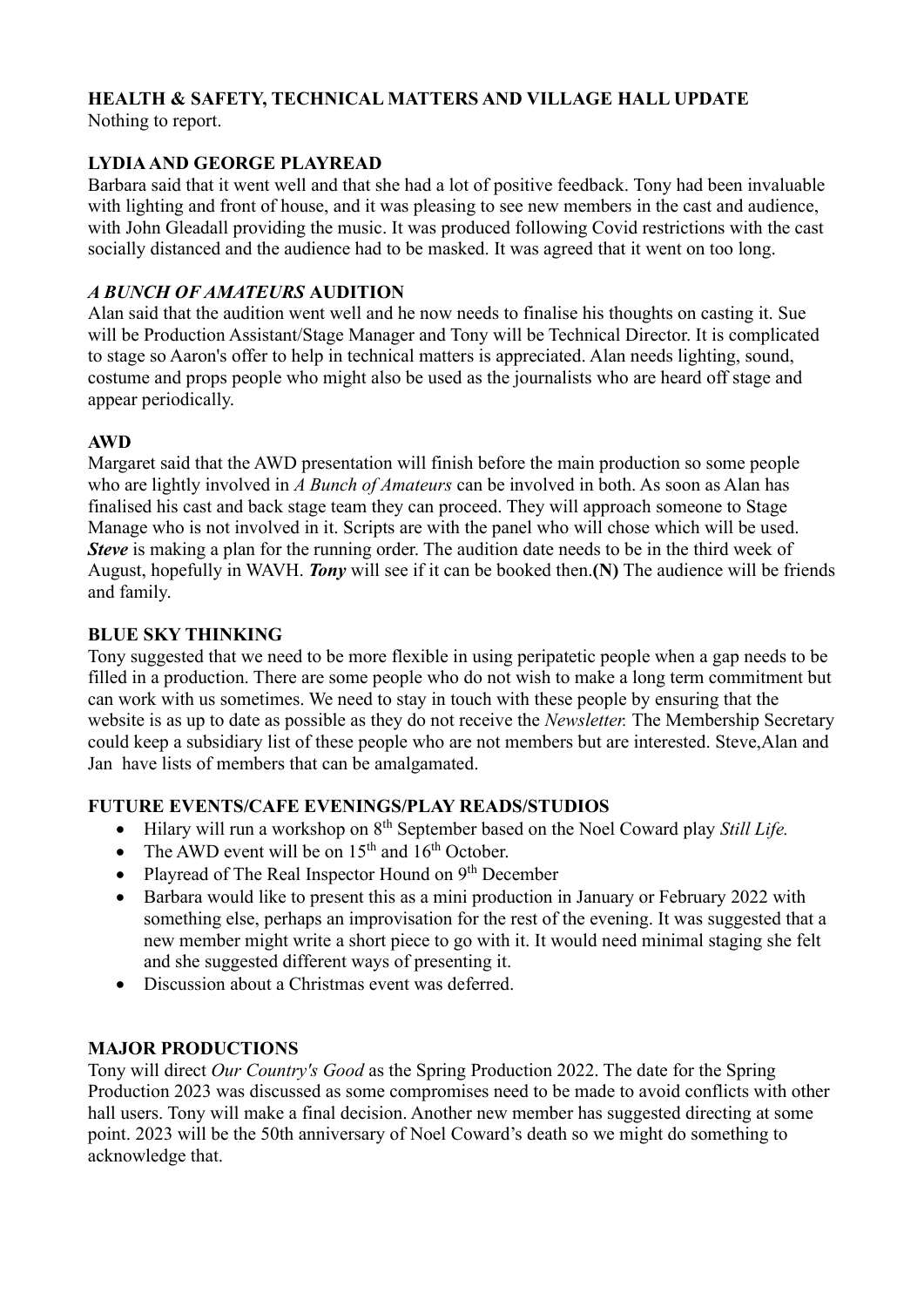**HEALTH & SAFETY, TECHNICAL MATTERS AND VILLAGE HALL UPDATE**
Nothing to report.

**LYDIA AND GEORGE PLAYREAD**
Barbara said that it went well and that she had a lot of positive feedback. Tony had been invaluable with lighting and front of house, and it was pleasing to see new members in the cast and audience, with John Gleadall providing the music. It was produced following Covid restrictions with the cast socially distanced and the audience had to be masked. It was agreed that it went on too long.

***A BUNCH OF AMATEURS* AUDITION**
Alan said that the audition went well and he now needs to finalise his thoughts on casting it. Sue will be Production Assistant/Stage Manager and Tony will be Technical Director. It is complicated to stage so Aaron's offer to help in technical matters is appreciated. Alan needs lighting, sound, costume and props people who might also be used as the journalists who are heard off stage and appear periodically.

**AWD**
Margaret said that the AWD presentation will finish before the main production so some people who are lightly involved in *A Bunch of Amateurs* can be involved in both. As soon as Alan has finalised his cast and back stage team they can proceed. They will approach someone to Stage Manage who is not involved in it. Scripts are with the panel who will chose which will be used. ***Steve*** is making a plan for the running order. The audition date needs to be in the third week of August, hopefully in WAVH. ***Tony*** will see if it can be booked then.**(N)** The audience will be friends and family.

**BLUE SKY THINKING**
Tony suggested that we need to be more flexible in using peripatetic people when a gap needs to be filled in a production. There are some people who do not wish to make a long term commitment but can work with us sometimes. We need to stay in touch with these people by ensuring that the website is as up to date as possible as they do not receive the *Newsletter.* The Membership Secretary could keep a subsidiary list of these people who are not members but are interested. Steve,Alan and Jan have lists of members that can be amalgamated.

**FUTURE EVENTS/CAFE EVENINGS/PLAY READS/STUDIOS**

- Hilary will run a workshop on 8th September based on the Noel Coward play *Still Life.*
- The AWD event will be on 15th and 16th October.
- Playread of The Real Inspector Hound on 9th December
- Barbara would like to present this as a mini production in January or February 2022 with something else, perhaps an improvisation for the rest of the evening. It was suggested that a new member might write a short piece to go with it. It would need minimal staging she felt and she suggested different ways of presenting it.
- Discussion about a Christmas event was deferred.

**MAJOR PRODUCTIONS**
Tony will direct *Our Country's Good* as the Spring Production 2022. The date for the Spring Production 2023 was discussed as some compromises need to be made to avoid conflicts with other hall users. Tony will make a final decision. Another new member has suggested directing at some point. 2023 will be the 50th anniversary of Noel Coward's death so we might do something to acknowledge that.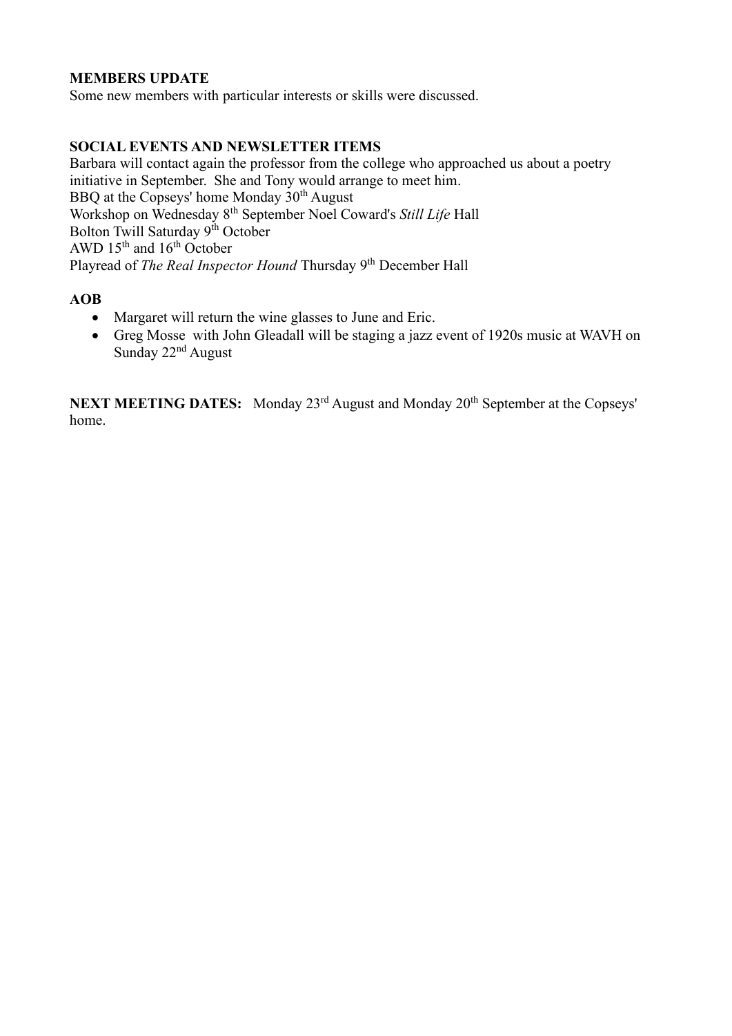**MEMBERS UPDATE**
Some new members with particular interests or skills were discussed.

**SOCIAL EVENTS AND NEWSLETTER ITEMS**
Barbara will contact again the professor from the college who approached us about a poetry initiative in September. She and Tony would arrange to meet him.
BBQ at the Copseys' home Monday 30th August
Workshop on Wednesday 8th September Noel Coward's *Still Life* Hall
Bolton Twill Saturday 9th October
AWD 15th and 16th October
Playread of *The Real Inspector Hound* Thursday 9th December Hall

**AOB**

- Margaret will return the wine glasses to June and Eric.
- Greg Mosse with John Gleadall will be staging a jazz event of 1920s music at WAVH on Sunday 22nd August

**NEXT MEETING DATES:** Monday 23rd August and Monday 20th September at the Copseys' home.